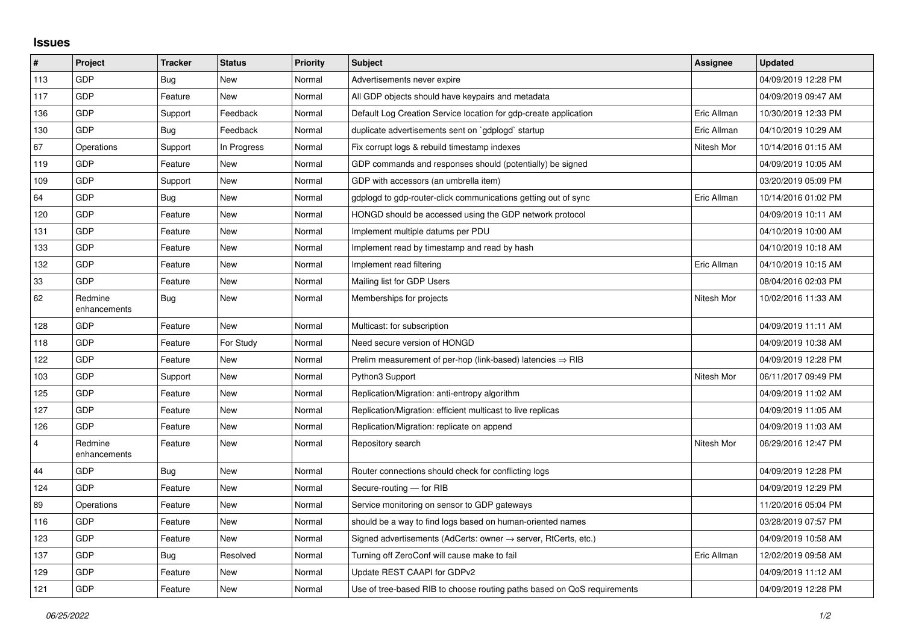## Issues

| # | Project | Tracker | Status | Priority | Subject | Assignee | Updated |
|---|---|---|---|---|---|---|---|
| 113 | GDP | Bug | New | Normal | Advertisements never expire | | 04/09/2019 12:28 PM |
| 117 | GDP | Feature | New | Normal | All GDP objects should have keypairs and metadata | | 04/09/2019 09:47 AM |
| 136 | GDP | Support | Feedback | Normal | Default Log Creation Service location for gdp-create application | Eric Allman | 10/30/2019 12:33 PM |
| 130 | GDP | Bug | Feedback | Normal | duplicate advertisements sent on `gdplogd` startup | Eric Allman | 04/10/2019 10:29 AM |
| 67 | Operations | Support | In Progress | Normal | Fix corrupt logs & rebuild timestamp indexes | Nitesh Mor | 10/14/2016 01:15 AM |
| 119 | GDP | Feature | New | Normal | GDP commands and responses should (potentially) be signed | | 04/09/2019 10:05 AM |
| 109 | GDP | Support | New | Normal | GDP with accessors (an umbrella item) | | 03/20/2019 05:09 PM |
| 64 | GDP | Bug | New | Normal | gdplogd to gdp-router-click communications getting out of sync | Eric Allman | 10/14/2016 01:02 PM |
| 120 | GDP | Feature | New | Normal | HONGD should be accessed using the GDP network protocol | | 04/09/2019 10:11 AM |
| 131 | GDP | Feature | New | Normal | Implement multiple datums per PDU | | 04/10/2019 10:00 AM |
| 133 | GDP | Feature | New | Normal | Implement read by timestamp and read by hash | | 04/10/2019 10:18 AM |
| 132 | GDP | Feature | New | Normal | Implement read filtering | Eric Allman | 04/10/2019 10:15 AM |
| 33 | GDP | Feature | New | Normal | Mailing list for GDP Users | | 08/04/2016 02:03 PM |
| 62 | Redmine enhancements | Bug | New | Normal | Memberships for projects | Nitesh Mor | 10/02/2016 11:33 AM |
| 128 | GDP | Feature | New | Normal | Multicast: for subscription | | 04/09/2019 11:11 AM |
| 118 | GDP | Feature | For Study | Normal | Need secure version of HONGD | | 04/09/2019 10:38 AM |
| 122 | GDP | Feature | New | Normal | Prelim measurement of per-hop (link-based) latencies ⇒ RIB | | 04/09/2019 12:28 PM |
| 103 | GDP | Support | New | Normal | Python3 Support | Nitesh Mor | 06/11/2017 09:49 PM |
| 125 | GDP | Feature | New | Normal | Replication/Migration: anti-entropy algorithm | | 04/09/2019 11:02 AM |
| 127 | GDP | Feature | New | Normal | Replication/Migration: efficient multicast to live replicas | | 04/09/2019 11:05 AM |
| 126 | GDP | Feature | New | Normal | Replication/Migration: replicate on append | | 04/09/2019 11:03 AM |
| 4 | Redmine enhancements | Feature | New | Normal | Repository search | Nitesh Mor | 06/29/2016 12:47 PM |
| 44 | GDP | Bug | New | Normal | Router connections should check for conflicting logs | | 04/09/2019 12:28 PM |
| 124 | GDP | Feature | New | Normal | Secure-routing — for RIB | | 04/09/2019 12:29 PM |
| 89 | Operations | Feature | New | Normal | Service monitoring on sensor to GDP gateways | | 11/20/2016 05:04 PM |
| 116 | GDP | Feature | New | Normal | should be a way to find logs based on human-oriented names | | 03/28/2019 07:57 PM |
| 123 | GDP | Feature | New | Normal | Signed advertisements (AdCerts: owner → server, RtCerts, etc.) | | 04/09/2019 10:58 AM |
| 137 | GDP | Bug | Resolved | Normal | Turning off ZeroConf will cause make to fail | Eric Allman | 12/02/2019 09:58 AM |
| 129 | GDP | Feature | New | Normal | Update REST CAAPI for GDPv2 | | 04/09/2019 11:12 AM |
| 121 | GDP | Feature | New | Normal | Use of tree-based RIB to choose routing paths based on QoS requirements | | 04/09/2019 12:28 PM |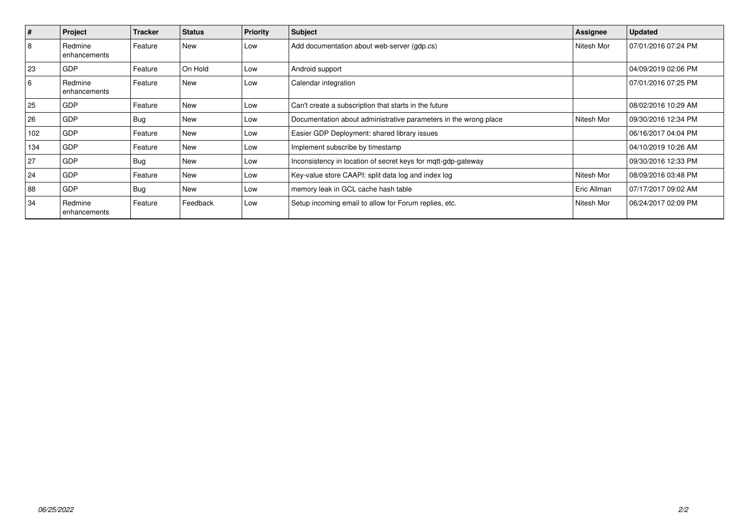| # | Project | Tracker | Status | Priority | Subject | Assignee | Updated |
|---|---|---|---|---|---|---|---|
| 8 | Redmine enhancements | Feature | New | Low | Add documentation about web-server (gdp.cs) | Nitesh Mor | 07/01/2016 07:24 PM |
| 23 | GDP | Feature | On Hold | Low | Android support | | 04/09/2019 02:06 PM |
| 6 | Redmine enhancements | Feature | New | Low | Calendar integration | | 07/01/2016 07:25 PM |
| 25 | GDP | Feature | New | Low | Can't create a subscription that starts in the future | | 08/02/2016 10:29 AM |
| 26 | GDP | Bug | New | Low | Documentation about administrative parameters in the wrong place | Nitesh Mor | 09/30/2016 12:34 PM |
| 102 | GDP | Feature | New | Low | Easier GDP Deployment: shared library issues | | 06/16/2017 04:04 PM |
| 134 | GDP | Feature | New | Low | Implement subscribe by timestamp | | 04/10/2019 10:26 AM |
| 27 | GDP | Bug | New | Low | Inconsistency in location of secret keys for mqtt-gdp-gateway | | 09/30/2016 12:33 PM |
| 24 | GDP | Feature | New | Low | Key-value store CAAPI: split data log and index log | Nitesh Mor | 08/09/2016 03:48 PM |
| 88 | GDP | Bug | New | Low | memory leak in GCL cache hash table | Eric Allman | 07/17/2017 09:02 AM |
| 34 | Redmine enhancements | Feature | Feedback | Low | Setup incoming email to allow for Forum replies, etc. | Nitesh Mor | 06/24/2017 02:09 PM |